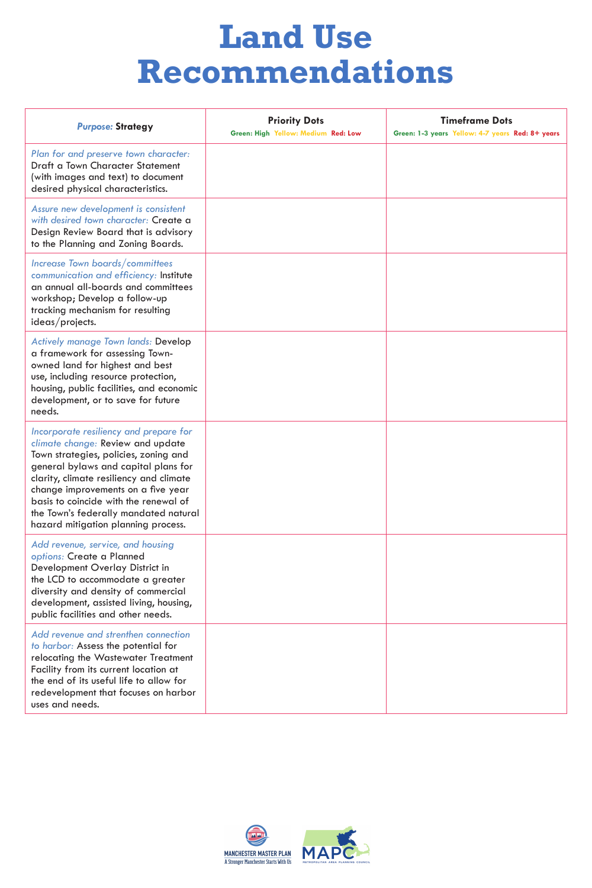# Land Use Recommendations

| *Purpose:* **Strategy** | **Priority Dots** Green: High Yellow: Medium Red: Low | **Timeframe Dots** Green: 1-3 years Yellow: 4-7 years Red: 8+ years |
|---|---|---|
| *Plan for and preserve town character:* Draft a Town Character Statement (with images and text) to document desired physical characteristics. | | |
| *Assure new development is consistent with desired town character:* Create a Design Review Board that is advisory to the Planning and Zoning Boards. | | |
| *Increase Town boards/committees communication and efficiency:* Institute an annual all-boards and committees workshop; Develop a follow-up tracking mechanism for resulting ideas/projects. | | |
| *Actively manage Town lands:* Develop a framework for assessing Town-owned land for highest and best use, including resource protection, housing, public facilities, and economic development, or to save for future needs. | | |
| *Incorporate resiliency and prepare for climate change:* Review and update Town strategies, policies, zoning and general bylaws and capital plans for clarity, climate resiliency and climate change improvements on a five year basis to coincide with the renewal of the Town's federally mandated natural hazard mitigation planning process. | | |
| *Add revenue, service, and housing options:* Create a Planned Development Overlay District in the LCD to accommodate a greater diversity and density of commercial development, assisted living, housing, public facilities and other needs. | | |
| *Add revenue and strenthen connection to harbor:* Assess the potential for relocating the Wastewater Treatment Facility from its current location at the end of its useful life to allow for redevelopment that focuses on harbor uses and needs. | | |

MANCHESTER MASTER PLAN
A Stronger Manchester Starts With Us

MAPC
METROPOLITAN AREA PLANNING COUNCIL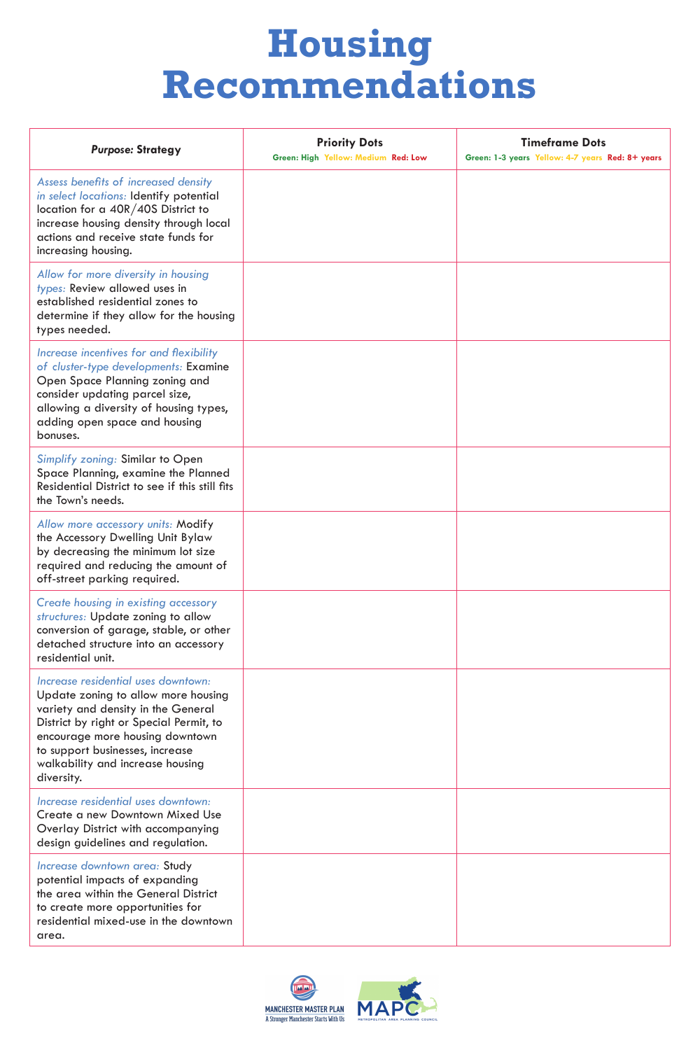# Housing Recommendations

| *Purpose:* Strategy | Priority Dots<br>Green: High Yellow: Medium Red: Low | Timeframe Dots<br>Green: 1-3 years Yellow: 4-7 years Red: 8+ years |
|---|---|---|
| *Assess benefits of increased density in select locations:* Identify potential location for a 40R/40S District to increase housing density through local actions and receive state funds for increasing housing. | | |
| *Allow for more diversity in housing types:* Review allowed uses in established residential zones to determine if they allow for the housing types needed. | | |
| *Increase incentives for and flexibility of cluster-type developments:* Examine Open Space Planning zoning and consider updating parcel size, allowing a diversity of housing types, adding open space and housing bonuses. | | |
| *Simplify zoning:* Similar to Open Space Planning, examine the Planned Residential District to see if this still fits the Town's needs. | | |
| *Allow more accessory units:* Modify the Accessory Dwelling Unit Bylaw by decreasing the minimum lot size required and reducing the amount of off-street parking required. | | |
| *Create housing in existing accessory structures:* Update zoning to allow conversion of garage, stable, or other detached structure into an accessory residential unit. | | |
| *Increase residential uses downtown:* Update zoning to allow more housing variety and density in the General District by right or Special Permit, to encourage more housing downtown to support businesses, increase walkability and increase housing diversity. | | |
| *Increase residential uses downtown:* Create a new Downtown Mixed Use Overlay District with accompanying design guidelines and regulation. | | |
| *Increase downtown area:* Study potential impacts of expanding the area within the General District to create more opportunities for residential mixed-use in the downtown area. | | |

MANCHESTER MASTER PLAN
A Stronger Manchester Starts With Us

MAPC
METROPOLITAN AREA PLANNING COUNCIL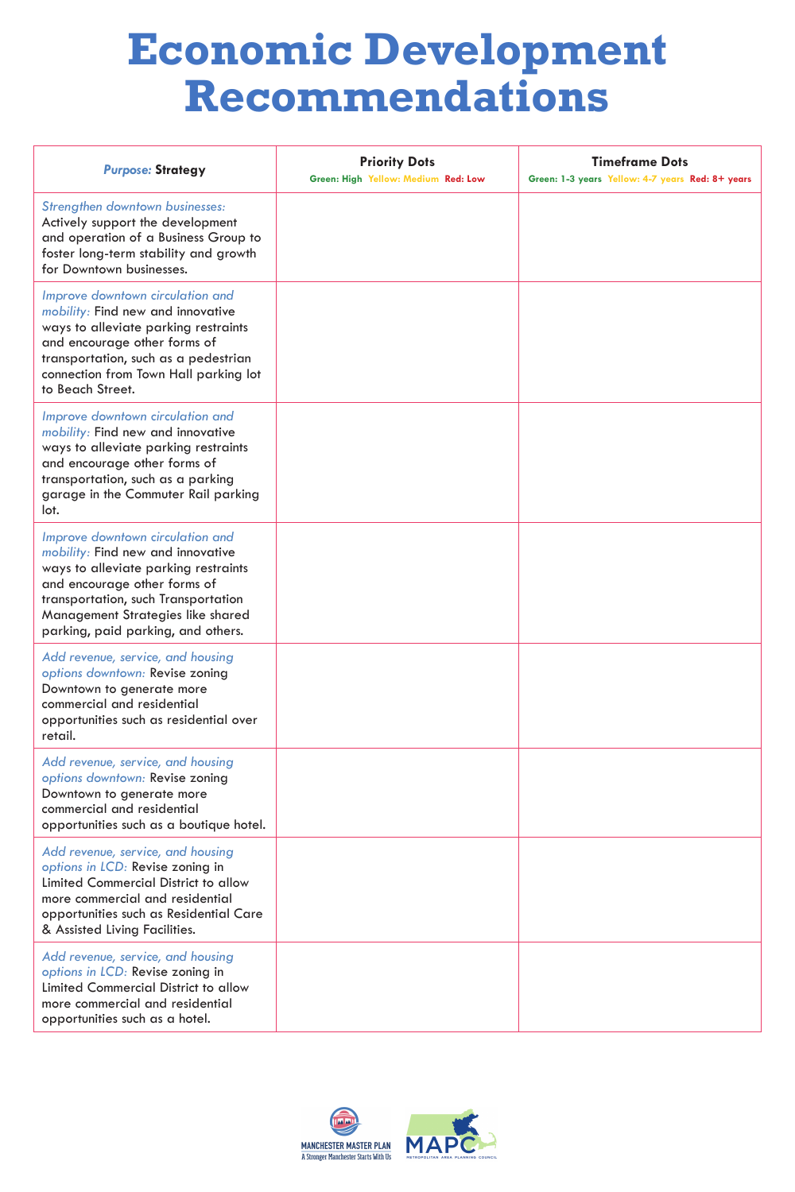# Economic Development Recommendations

| *Purpose:* **Strategy** | **Priority Dots**<br>Green: High Yellow: Medium Red: Low | **Timeframe Dots**<br>Green: 1-3 years Yellow: 4-7 years Red: 8+ years |
| --- | --- | --- |
| *Strengthen downtown businesses:* Actively support the development and operation of a Business Group to foster long-term stability and growth for Downtown businesses. | | |
| *Improve downtown circulation and mobility:* Find new and innovative ways to alleviate parking restraints and encourage other forms of transportation, such as a pedestrian connection from Town Hall parking lot to Beach Street. | | |
| *Improve downtown circulation and mobility:* Find new and innovative ways to alleviate parking restraints and encourage other forms of transportation, such as a parking garage in the Commuter Rail parking lot. | | |
| *Improve downtown circulation and mobility:* Find new and innovative ways to alleviate parking restraints and encourage other forms of transportation, such Transportation Management Strategies like shared parking, paid parking, and others. | | |
| *Add revenue, service, and housing options downtown:* Revise zoning Downtown to generate more commercial and residential opportunities such as residential over retail. | | |
| *Add revenue, service, and housing options downtown:* Revise zoning Downtown to generate more commercial and residential opportunities such as a boutique hotel. | | |
| *Add revenue, service, and housing options in LCD:* Revise zoning in Limited Commercial District to allow more commercial and residential opportunities such as Residential Care & Assisted Living Facilities. | | |
| *Add revenue, service, and housing options in LCD:* Revise zoning in Limited Commercial District to allow more commercial and residential opportunities such as a hotel. | | |

MANCHESTER MASTER PLAN
A Stronger Manchester Starts With Us

MAPC
METROPOLITAN AREA PLANNING COUNCIL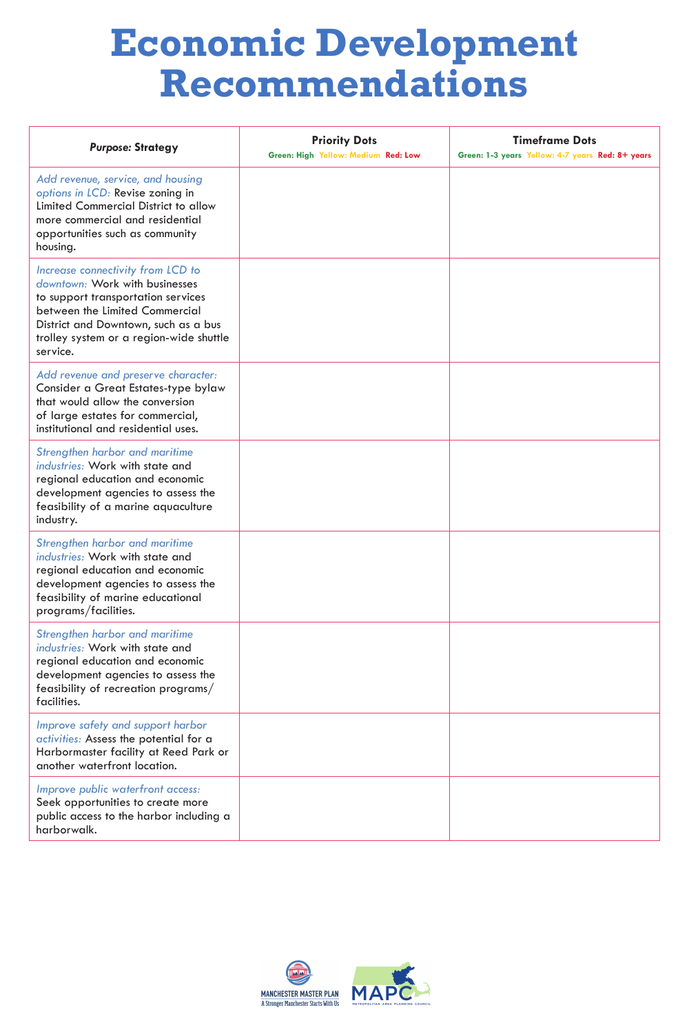# Economic Development Recommendations

| *Purpose:* Strategy | Priority Dots<br>Green: High Yellow: Medium Red: Low | Timeframe Dots<br>Green: 1-3 years Yellow: 4-7 years Red: 8+ years |
|---|---|---|
| *Add revenue, service, and housing options in LCD:* Revise zoning in Limited Commercial District to allow more commercial and residential opportunities such as community housing. | | |
| *Increase connectivity from LCD to downtown:* Work with businesses to support transportation services between the Limited Commercial District and Downtown, such as a bus trolley system or a region-wide shuttle service. | | |
| *Add revenue and preserve character:* Consider a Great Estates-type bylaw that would allow the conversion of large estates for commercial, institutional and residential uses. | | |
| *Strengthen harbor and maritime industries:* Work with state and regional education and economic development agencies to assess the feasibility of a marine aquaculture industry. | | |
| *Strengthen harbor and maritime industries:* Work with state and regional education and economic development agencies to assess the feasibility of marine educational programs/facilities. | | |
| *Strengthen harbor and maritime industries:* Work with state and regional education and economic development agencies to assess the feasibility of recreation programs/facilities. | | |
| *Improve safety and support harbor activities:* Assess the potential for a Harbormaster facility at Reed Park or another waterfront location. | | |
| *Improve public waterfront access:* Seek opportunities to create more public access to the harbor including a harborwalk. | | |

MANCHESTER MASTER PLAN
A Stronger Manchester Starts With Us

MAPC
METROPOLITAN AREA PLANNING COUNCIL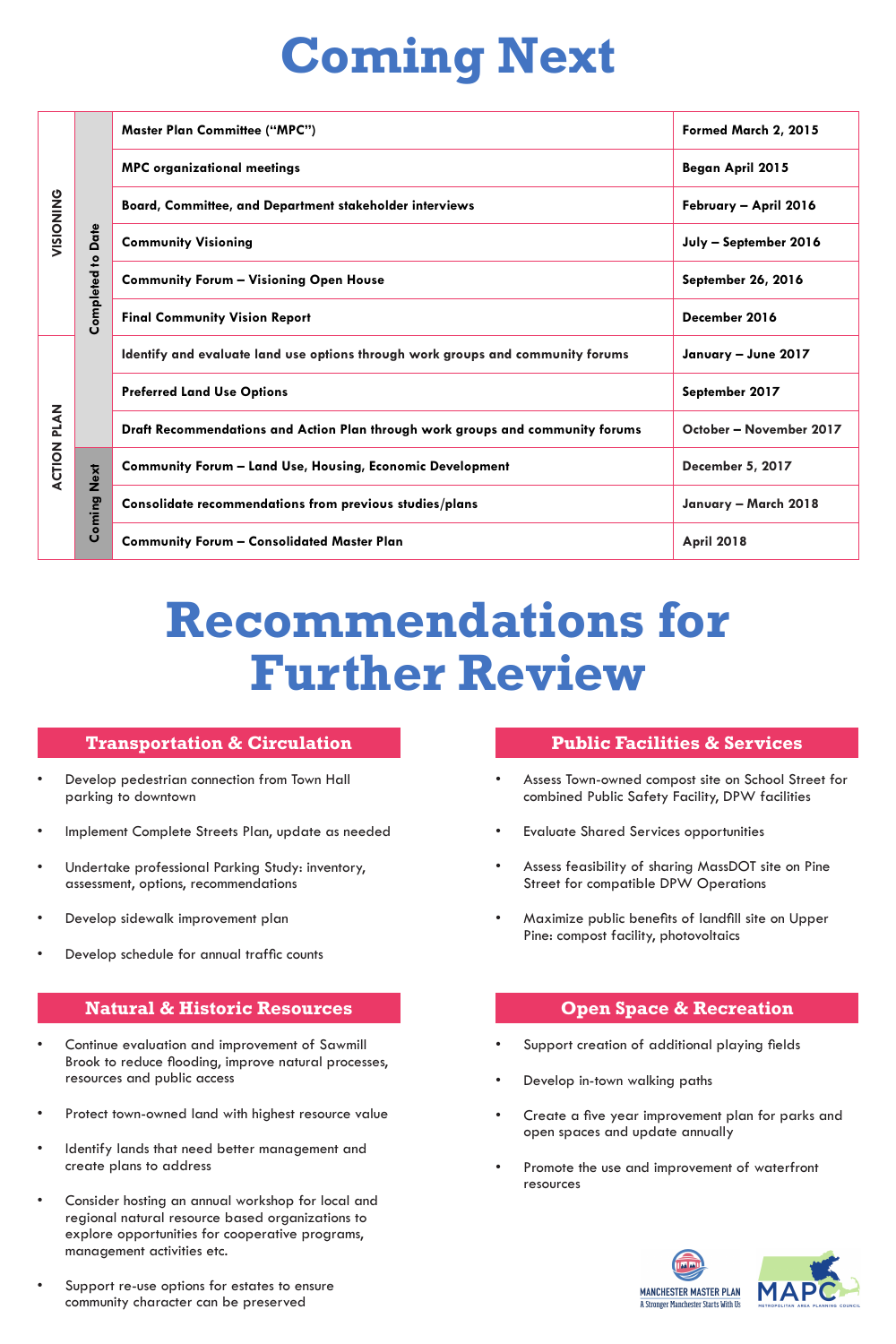# Coming Next

| | | | |
|---|---|---|---|
| VISIONING | Completed to Date | Master Plan Committee (“MPC”) | Formed March 2, 2015 |
| | | MPC organizational meetings | Began April 2015 |
| | | Board, Committee, and Department stakeholder interviews | February – April 2016 |
| | | Community Visioning | July – September 2016 |
| | | Community Forum – Visioning Open House | September 26, 2016 |
| | | Final Community Vision Report | December 2016 |
| ACTION PLAN | | Identify and evaluate land use options through work groups and community forums | January – June 2017 |
| | | Preferred Land Use Options | September 2017 |
| | | Draft Recommendations and Action Plan through work groups and community forums | October – November 2017 |
| | Coming Next | Community Forum – Land Use, Housing, Economic Development | December 5, 2017 |
| | | Consolidate recommendations from previous studies/plans | January – March 2018 |
| | | Community Forum – Consolidated Master Plan | April 2018 |

# Recommendations for Further Review

## Transportation & Circulation

- Develop pedestrian connection from Town Hall parking to downtown
- Implement Complete Streets Plan, update as needed
- Undertake professional Parking Study: inventory, assessment, options, recommendations
- Develop sidewalk improvement plan
- Develop schedule for annual traffic counts

## Natural & Historic Resources

- Continue evaluation and improvement of Sawmill Brook to reduce flooding, improve natural processes, resources and public access
- Protect town-owned land with highest resource value
- Identify lands that need better management and create plans to address
- Consider hosting an annual workshop for local and regional natural resource based organizations to explore opportunities for cooperative programs, management activities etc.
- Support re-use options for estates to ensure community character can be preserved

## Public Facilities & Services

- Assess Town-owned compost site on School Street for combined Public Safety Facility, DPW facilities
- Evaluate Shared Services opportunities
- Assess feasibility of sharing MassDOT site on Pine Street for compatible DPW Operations
- Maximize public benefits of landfill site on Upper Pine: compost facility, photovoltaics

## Open Space & Recreation

- Support creation of additional playing fields
- Develop in-town walking paths
- Create a five year improvement plan for parks and open spaces and update annually
- Promote the use and improvement of waterfront resources

MANCHESTER MASTER PLAN
A Stronger Manchester Starts With Us

MAPC
METROPOLITAN AREA PLANNING COUNCIL